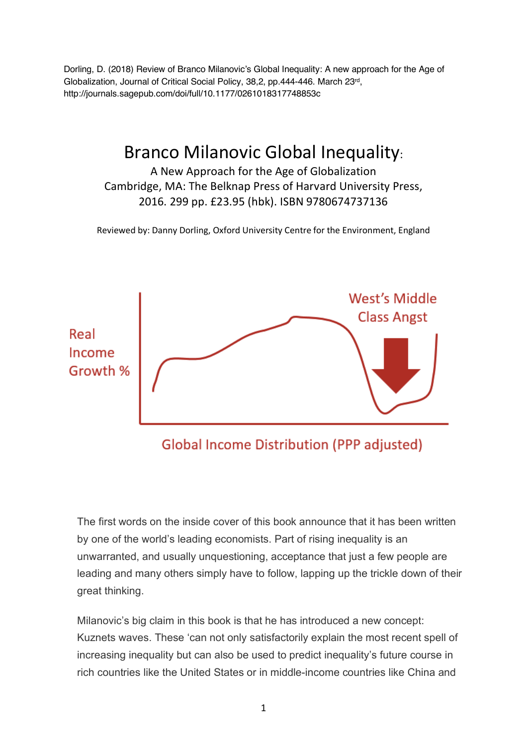Dorling, D. (2018) Review of Branco Milanovic's Global Inequality: A new approach for the Age of Globalization, Journal of Critical Social Policy, 38,2, pp.444-446. March 23rd, http://journals.sagepub.com/doi/full/10.1177/0261018317748853c

# Branco Milanovic Global Inequality:

A New Approach for the Age of Globalization
Cambridge, MA: The Belknap Press of Harvard University Press, 2016. 299 pp. £23.95 (hbk). ISBN 9780674737136

Reviewed by: Danny Dorling, Oxford University Centre for the Environment, England

The first words on the inside cover of this book announce that it has been written by one of the world's leading economists. Part of rising inequality is an unwarranted, and usually unquestioning, acceptance that just a few people are leading and many others simply have to follow, lapping up the trickle down of their great thinking.

Milanovic's big claim in this book is that he has introduced a new concept: Kuznets waves. These 'can not only satisfactorily explain the most recent spell of increasing inequality but can also be used to predict inequality's future course in rich countries like the United States or in middle-income countries like China and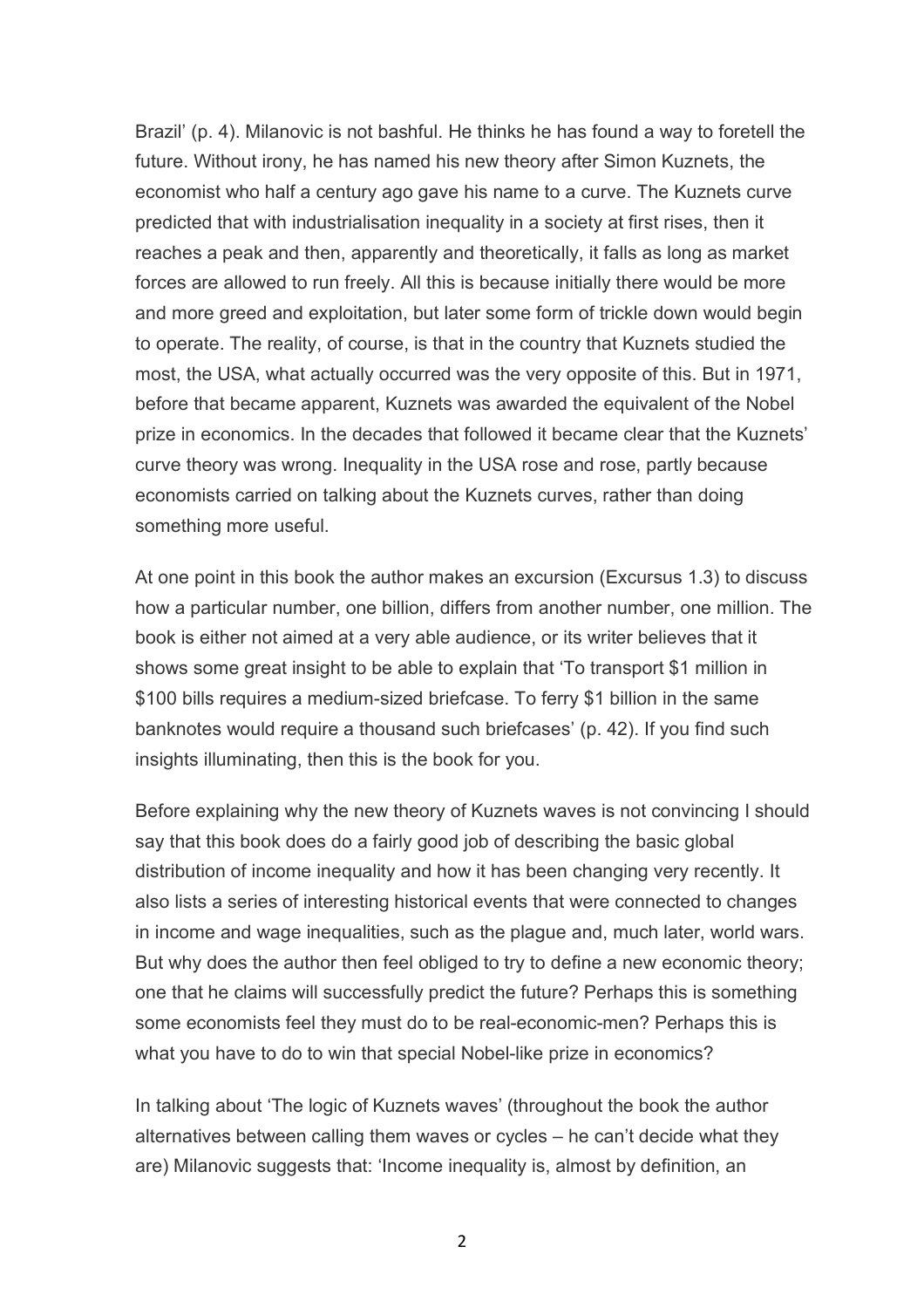Brazil' (p. 4). Milanovic is not bashful. He thinks he has found a way to foretell the future. Without irony, he has named his new theory after Simon Kuznets, the economist who half a century ago gave his name to a curve. The Kuznets curve predicted that with industrialisation inequality in a society at first rises, then it reaches a peak and then, apparently and theoretically, it falls as long as market forces are allowed to run freely. All this is because initially there would be more and more greed and exploitation, but later some form of trickle down would begin to operate. The reality, of course, is that in the country that Kuznets studied the most, the USA, what actually occurred was the very opposite of this. But in 1971, before that became apparent, Kuznets was awarded the equivalent of the Nobel prize in economics. In the decades that followed it became clear that the Kuznets' curve theory was wrong. Inequality in the USA rose and rose, partly because economists carried on talking about the Kuznets curves, rather than doing something more useful.

At one point in this book the author makes an excursion (Excursus 1.3) to discuss how a particular number, one billion, differs from another number, one million. The book is either not aimed at a very able audience, or its writer believes that it shows some great insight to be able to explain that 'To transport $1 million in $100 bills requires a medium-sized briefcase. To ferry $1 billion in the same banknotes would require a thousand such briefcases' (p. 42). If you find such insights illuminating, then this is the book for you.

Before explaining why the new theory of Kuznets waves is not convincing I should say that this book does do a fairly good job of describing the basic global distribution of income inequality and how it has been changing very recently. It also lists a series of interesting historical events that were connected to changes in income and wage inequalities, such as the plague and, much later, world wars. But why does the author then feel obliged to try to define a new economic theory; one that he claims will successfully predict the future? Perhaps this is something some economists feel they must do to be real-economic-men? Perhaps this is what you have to do to win that special Nobel-like prize in economics?

In talking about 'The logic of Kuznets waves' (throughout the book the author alternatives between calling them waves or cycles – he can't decide what they are) Milanovic suggests that: 'Income inequality is, almost by definition, an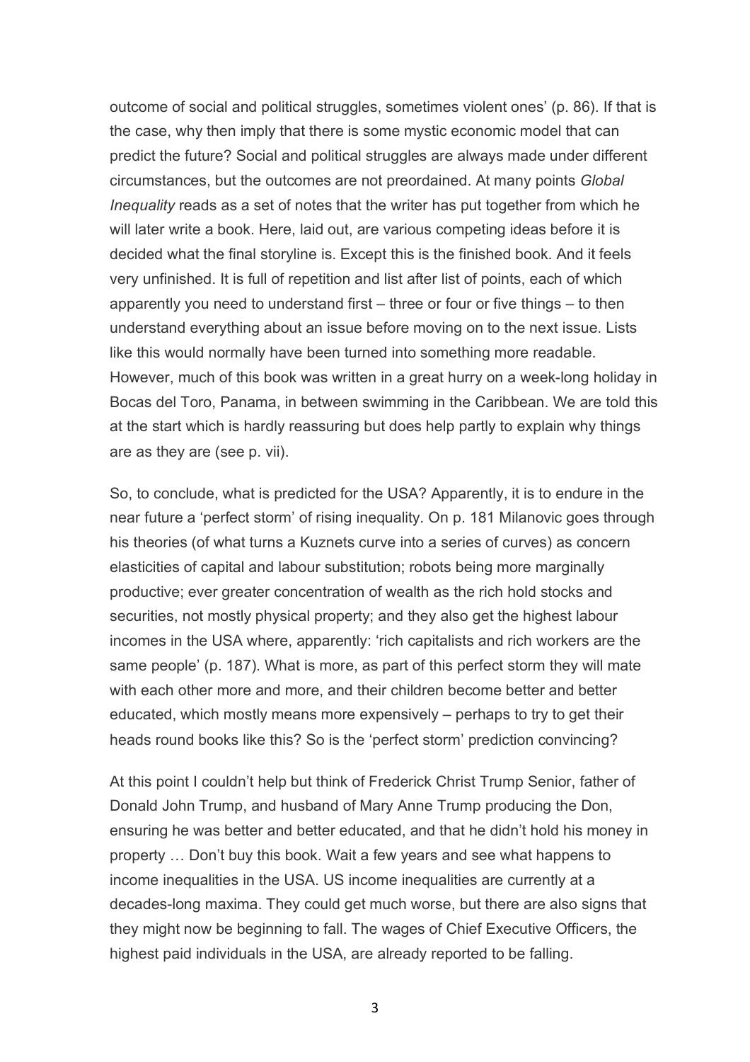outcome of social and political struggles, sometimes violent ones' (p. 86). If that is the case, why then imply that there is some mystic economic model that can predict the future? Social and political struggles are always made under different circumstances, but the outcomes are not preordained. At many points *Global Inequality* reads as a set of notes that the writer has put together from which he will later write a book. Here, laid out, are various competing ideas before it is decided what the final storyline is. Except this is the finished book. And it feels very unfinished. It is full of repetition and list after list of points, each of which apparently you need to understand first – three or four or five things – to then understand everything about an issue before moving on to the next issue. Lists like this would normally have been turned into something more readable. However, much of this book was written in a great hurry on a week-long holiday in Bocas del Toro, Panama, in between swimming in the Caribbean. We are told this at the start which is hardly reassuring but does help partly to explain why things are as they are (see p. vii).

So, to conclude, what is predicted for the USA? Apparently, it is to endure in the near future a 'perfect storm' of rising inequality. On p. 181 Milanovic goes through his theories (of what turns a Kuznets curve into a series of curves) as concern elasticities of capital and labour substitution; robots being more marginally productive; ever greater concentration of wealth as the rich hold stocks and securities, not mostly physical property; and they also get the highest labour incomes in the USA where, apparently: 'rich capitalists and rich workers are the same people' (p. 187). What is more, as part of this perfect storm they will mate with each other more and more, and their children become better and better educated, which mostly means more expensively – perhaps to try to get their heads round books like this? So is the 'perfect storm' prediction convincing?

At this point I couldn't help but think of Frederick Christ Trump Senior, father of Donald John Trump, and husband of Mary Anne Trump producing the Don, ensuring he was better and better educated, and that he didn't hold his money in property … Don't buy this book. Wait a few years and see what happens to income inequalities in the USA. US income inequalities are currently at a decades-long maxima. They could get much worse, but there are also signs that they might now be beginning to fall. The wages of Chief Executive Officers, the highest paid individuals in the USA, are already reported to be falling.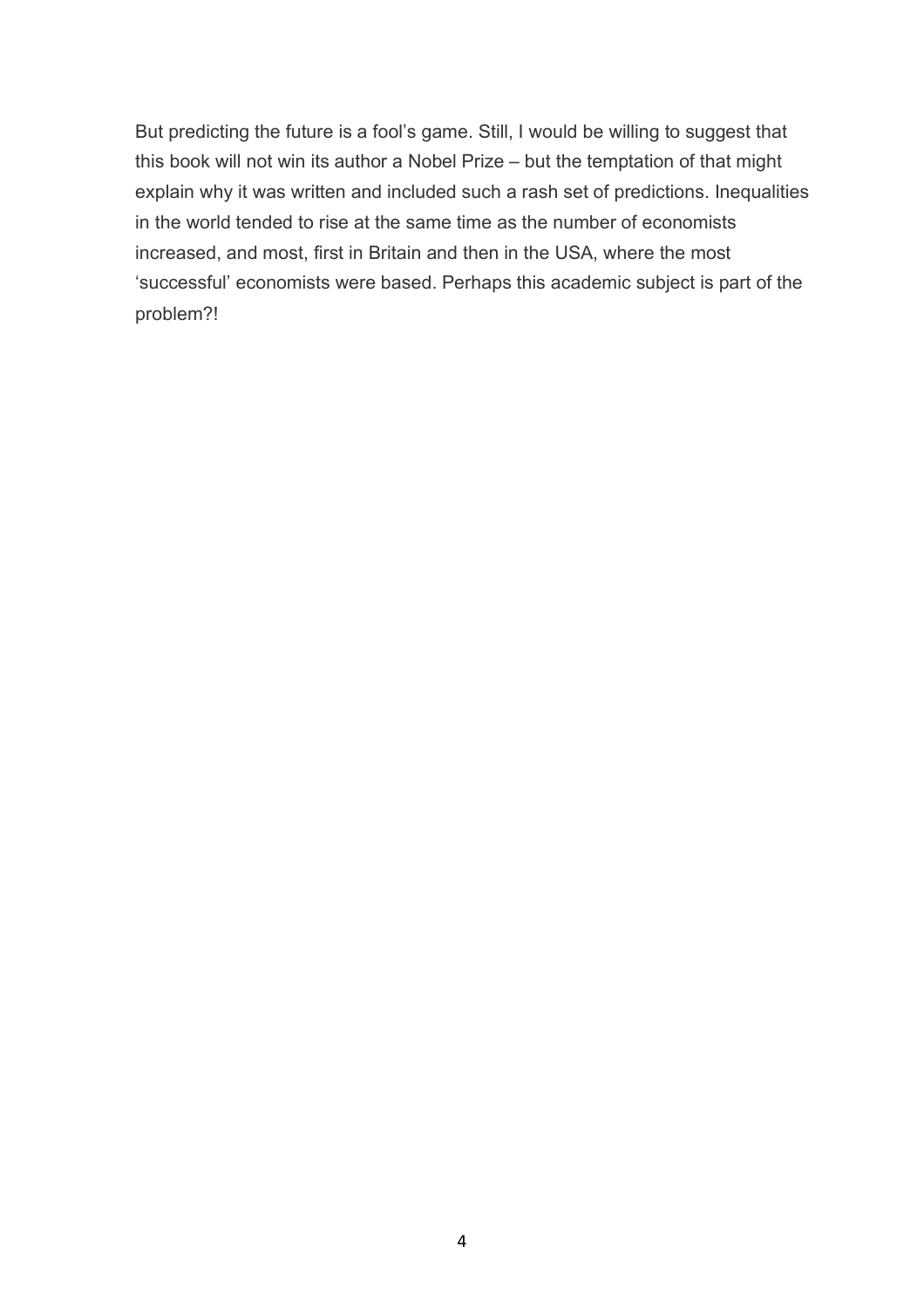But predicting the future is a fool's game. Still, I would be willing to suggest that this book will not win its author a Nobel Prize – but the temptation of that might explain why it was written and included such a rash set of predictions. Inequalities in the world tended to rise at the same time as the number of economists increased, and most, first in Britain and then in the USA, where the most 'successful' economists were based. Perhaps this academic subject is part of the problem?!